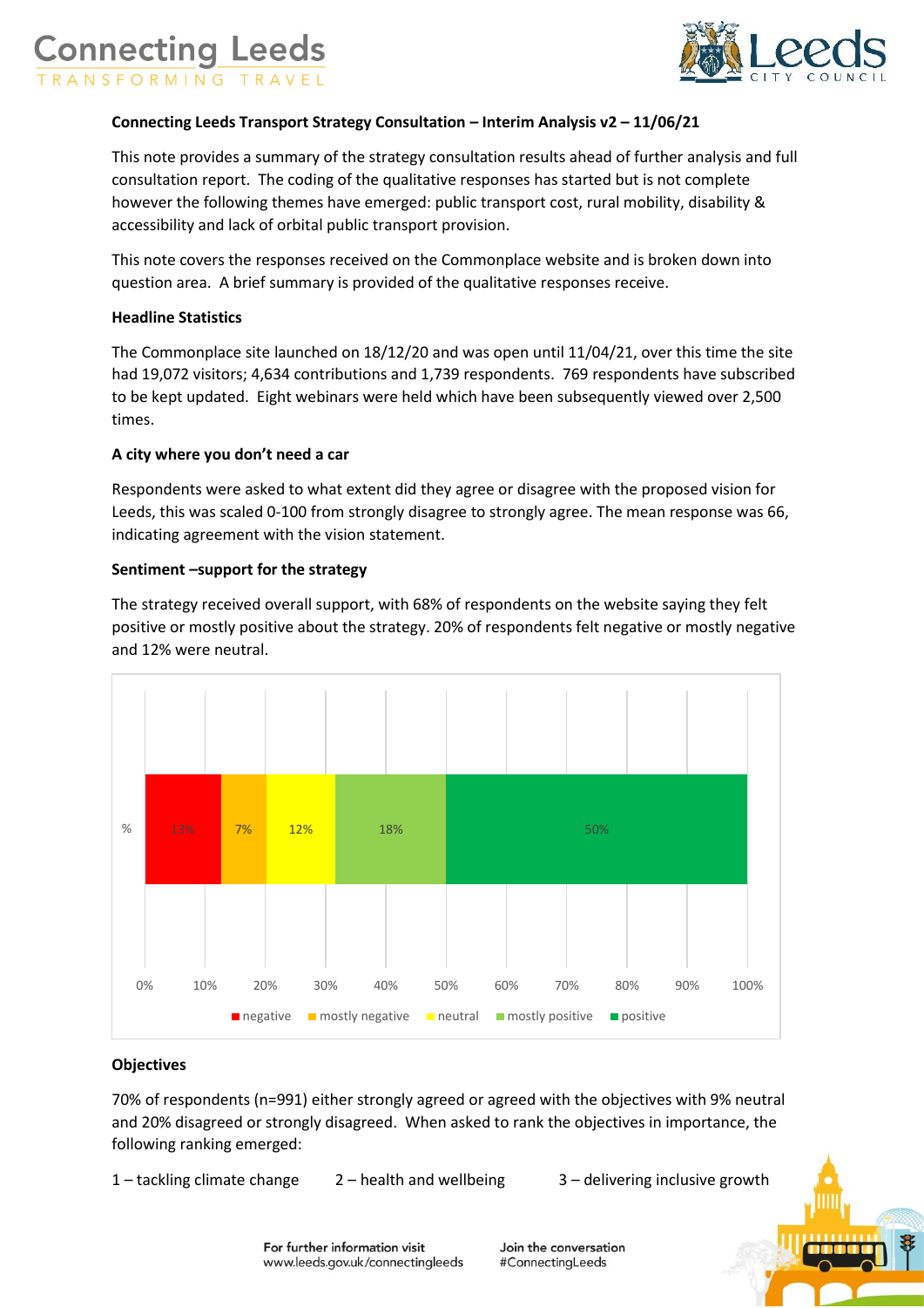**Connecting Leeds Transport Strategy Consultation – Interim Analysis v2 – 11/06/21**

This note provides a summary of the strategy consultation results ahead of further analysis and full consultation report. The coding of the qualitative responses has started but is not complete however the following themes have emerged: public transport cost, rural mobility, disability & accessibility and lack of orbital public transport provision.

This note covers the responses received on the Commonplace website and is broken down into question area. A brief summary is provided of the qualitative responses receive.

**Headline Statistics**

The Commonplace site launched on 18/12/20 and was open until 11/04/21, over this time the site had 19,072 visitors; 4,634 contributions and 1,739 respondents. 769 respondents have subscribed to be kept updated. Eight webinars were held which have been subsequently viewed over 2,500 times.

**A city where you don't need a car**

Respondents were asked to what extent did they agree or disagree with the proposed vision for Leeds, this was scaled 0-100 from strongly disagree to strongly agree. The mean response was 66, indicating agreement with the vision statement.

**Sentiment –support for the strategy**

The strategy received overall support, with 68% of respondents on the website saying they felt positive or mostly positive about the strategy. 20% of respondents felt negative or mostly negative and 12% were neutral.

| | negative | mostly negative | neutral | mostly positive | positive |
|---|---|---|---|---|---|
| % | 13% | 7% | 12% | 18% | 50% |

**Objectives**

70% of respondents (n=991) either strongly agreed or agreed with the objectives with 9% neutral and 20% disagreed or strongly disagreed. When asked to rank the objectives in importance, the following ranking emerged:

1 – tackling climate change  2 – health and wellbeing  3 – delivering inclusive growth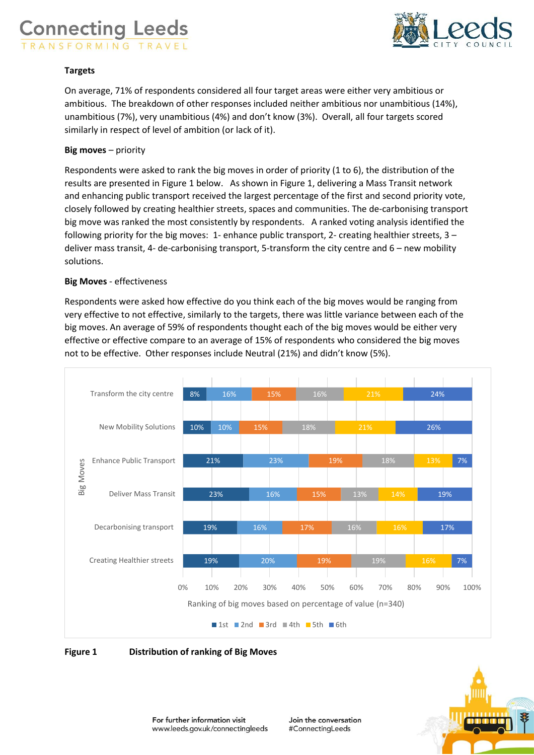**Targets**

On average, 71% of respondents considered all four target areas were either very ambitious or ambitious. The breakdown of other responses included neither ambitious nor unambitious (14%), unambitious (7%), very unambitious (4%) and don't know (3%). Overall, all four targets scored similarly in respect of level of ambition (or lack of it).

**Big moves** – priority

Respondents were asked to rank the big moves in order of priority (1 to 6), the distribution of the results are presented in Figure 1 below. As shown in Figure 1, delivering a Mass Transit network and enhancing public transport received the largest percentage of the first and second priority vote, closely followed by creating healthier streets, spaces and communities. The de-carbonising transport big move was ranked the most consistently by respondents. A ranked voting analysis identified the following priority for the big moves: 1- enhance public transport, 2- creating healthier streets, 3 – deliver mass transit, 4- de-carbonising transport, 5-transform the city centre and 6 – new mobility solutions.

**Big Moves** - effectiveness

Respondents were asked how effective do you think each of the big moves would be ranging from very effective to not effective, similarly to the targets, there was little variance between each of the big moves. An average of 59% of respondents thought each of the big moves would be either very effective or effective compare to an average of 15% of respondents who considered the big moves not to be effective. Other responses include Neutral (21%) and didn't know (5%).

| Big Moves | 1st | 2nd | 3rd | 4th | 5th | 6th |
|---|---|---|---|---|---|---|
| Transform the city centre | 8% | 16% | 15% | 16% | 21% | 24% |
| New Mobility Solutions | 10% | 10% | 15% | 18% | 21% | 26% |
| Enhance Public Transport | 21% | 23% | 19% | 18% | 13% | 7% |
| Deliver Mass Transit | 23% | 16% | 15% | 13% | 14% | 19% |
| Decarbonising transport | 19% | 16% | 17% | 16% | 16% | 17% |
| Creating Healthier streets | 19% | 20% | 19% | 19% | 16% | 7% |

Ranking of big moves based on percentage of value (n=340)

**Figure 1** **Distribution of ranking of Big Moves**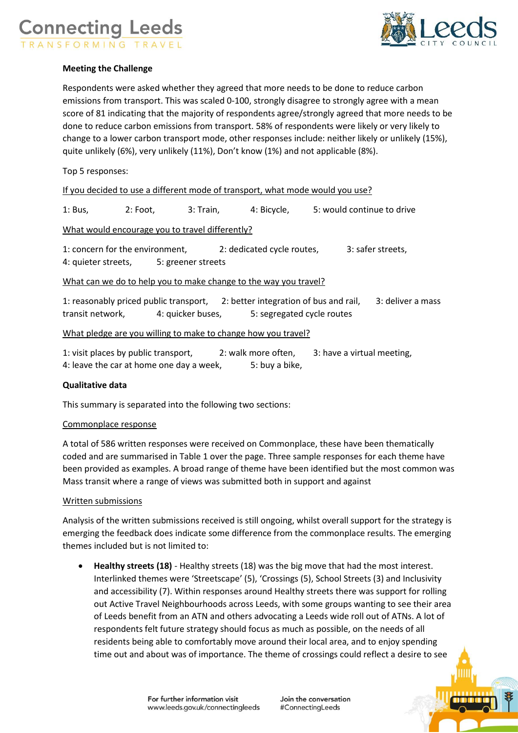**Meeting the Challenge**

Respondents were asked whether they agreed that more needs to be done to reduce carbon emissions from transport. This was scaled 0-100, strongly disagree to strongly agree with a mean score of 81 indicating that the majority of respondents agree/strongly agreed that more needs to be done to reduce carbon emissions from transport. 58% of respondents were likely or very likely to change to a lower carbon transport mode, other responses include: neither likely or unlikely (15%), quite unlikely (6%), very unlikely (11%), Don't know (1%) and not applicable (8%).

Top 5 responses:

If you decided to use a different mode of transport, what mode would you use?

1: Bus, 2: Foot, 3: Train, 4: Bicycle, 5: would continue to drive

What would encourage you to travel differently?

1: concern for the environment, 2: dedicated cycle routes, 3: safer streets, 4: quieter streets, 5: greener streets

What can we do to help you to make change to the way you travel?

1: reasonably priced public transport, 2: better integration of bus and rail, 3: deliver a mass transit network, 4: quicker buses, 5: segregated cycle routes

What pledge are you willing to make to change how you travel?

1: visit places by public transport, 2: walk more often, 3: have a virtual meeting, 4: leave the car at home one day a week, 5: buy a bike,

**Qualitative data**

This summary is separated into the following two sections:

Commonplace response

A total of 586 written responses were received on Commonplace, these have been thematically coded and are summarised in Table 1 over the page. Three sample responses for each theme have been provided as examples. A broad range of theme have been identified but the most common was Mass transit where a range of views was submitted both in support and against

Written submissions

Analysis of the written submissions received is still ongoing, whilst overall support for the strategy is emerging the feedback does indicate some difference from the commonplace results. The emerging themes included but is not limited to:

- **Healthy streets (18)** - Healthy streets (18) was the big move that had the most interest. Interlinked themes were 'Streetscape' (5), 'Crossings (5), School Streets (3) and Inclusivity and accessibility (7). Within responses around Healthy streets there was support for rolling out Active Travel Neighbourhoods across Leeds, with some groups wanting to see their area of Leeds benefit from an ATN and others advocating a Leeds wide roll out of ATNs. A lot of respondents felt future strategy should focus as much as possible, on the needs of all residents being able to comfortably move around their local area, and to enjoy spending time out and about was of importance. The theme of crossings could reflect a desire to see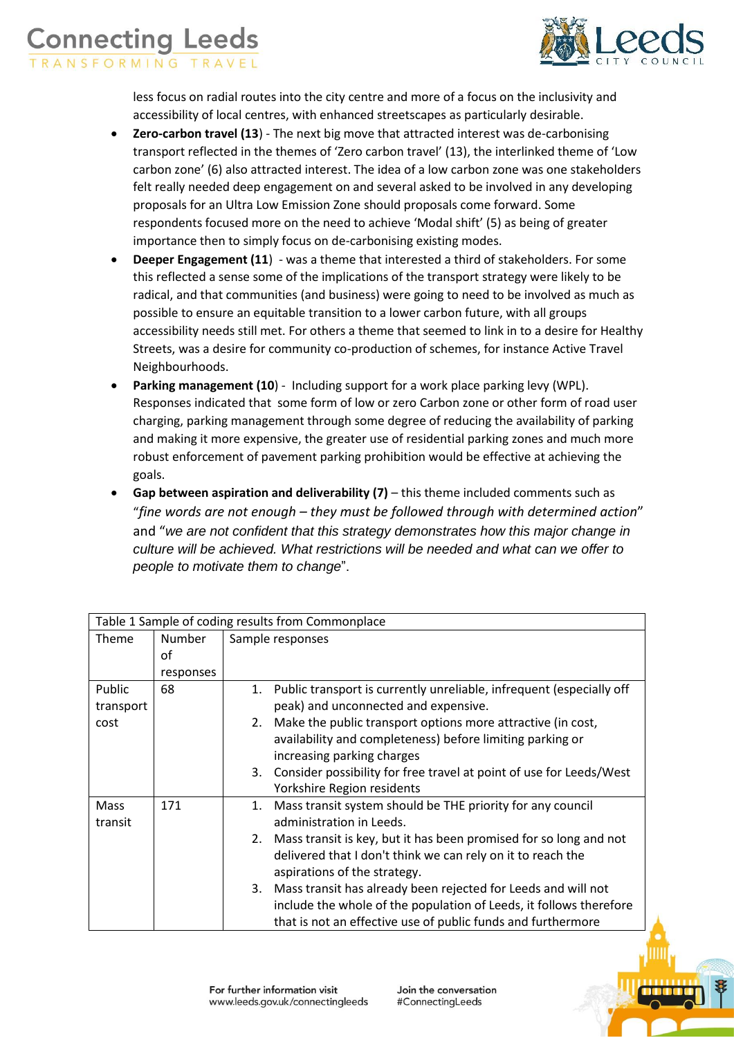less focus on radial routes into the city centre and more of a focus on the inclusivity and accessibility of local centres, with enhanced streetscapes as particularly desirable.

- **Zero-carbon travel (13**) - The next big move that attracted interest was de-carbonising transport reflected in the themes of 'Zero carbon travel' (13), the interlinked theme of 'Low carbon zone' (6) also attracted interest. The idea of a low carbon zone was one stakeholders felt really needed deep engagement on and several asked to be involved in any developing proposals for an Ultra Low Emission Zone should proposals come forward. Some respondents focused more on the need to achieve 'Modal shift' (5) as being of greater importance then to simply focus on de-carbonising existing modes.
- **Deeper Engagement (11**) - was a theme that interested a third of stakeholders. For some this reflected a sense some of the implications of the transport strategy were likely to be radical, and that communities (and business) were going to need to be involved as much as possible to ensure an equitable transition to a lower carbon future, with all groups accessibility needs still met. For others a theme that seemed to link in to a desire for Healthy Streets, was a desire for community co-production of schemes, for instance Active Travel Neighbourhoods.
- **Parking management (10**) - Including support for a work place parking levy (WPL). Responses indicated that some form of low or zero Carbon zone or other form of road user charging, parking management through some degree of reducing the availability of parking and making it more expensive, the greater use of residential parking zones and much more robust enforcement of pavement parking prohibition would be effective at achieving the goals.
- **Gap between aspiration and deliverability (7)** – this theme included comments such as "*fine words are not enough – they must be followed through with determined action*" and "*we are not confident that this strategy demonstrates how this major change in culture will be achieved. What restrictions will be needed and what can we offer to people to motivate them to change*".

Table 1 Sample of coding results from Commonplace

| Theme | Number of responses | Sample responses |
|---|---|---|
| Public transport cost | 68 | 1. Public transport is currently unreliable, infrequent (especially off peak) and unconnected and expensive. 2. Make the public transport options more attractive (in cost, availability and completeness) before limiting parking or increasing parking charges 3. Consider possibility for free travel at point of use for Leeds/West Yorkshire Region residents |
| Mass transit | 171 | 1. Mass transit system should be THE priority for any council administration in Leeds. 2. Mass transit is key, but it has been promised for so long and not delivered that I don't think we can rely on it to reach the aspirations of the strategy. 3. Mass transit has already been rejected for Leeds and will not include the whole of the population of Leeds, it follows therefore that is not an effective use of public funds and furthermore |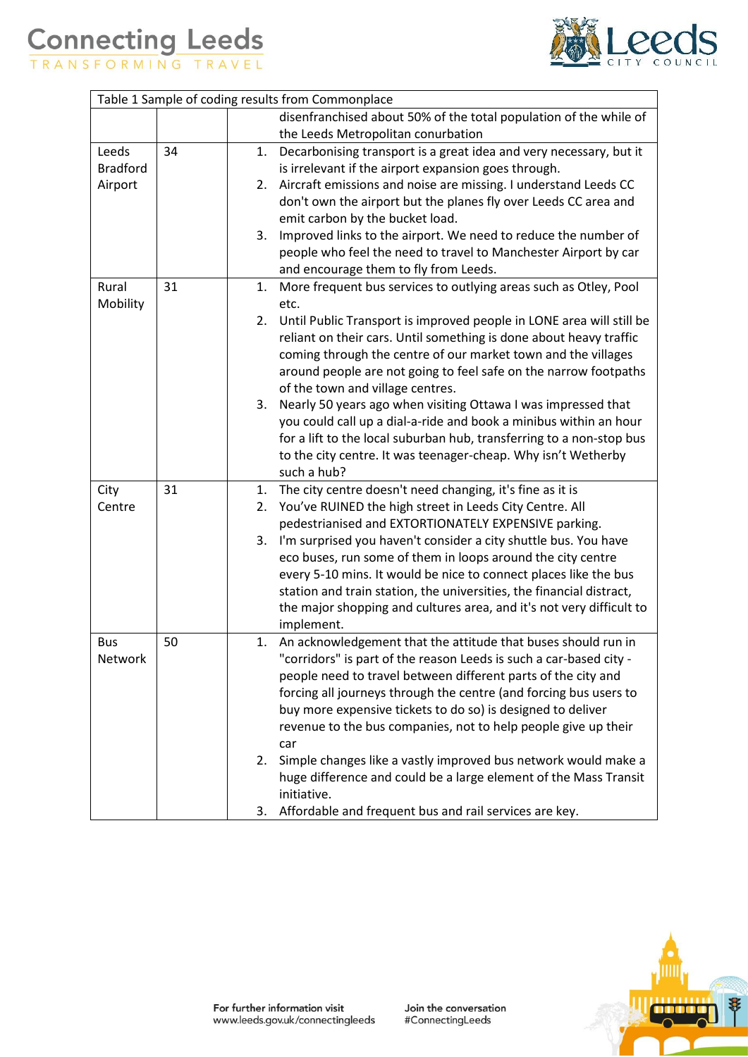Table 1 Sample of coding results from Commonplace

| | | |
|---|---|---|
| | | disenfranchised about 50% of the total population of the while of the Leeds Metropolitan conurbation |
| Leeds Bradford Airport | 34 | 1. Decarbonising transport is a great idea and very necessary, but it is irrelevant if the airport expansion goes through.<br>2. Aircraft emissions and noise are missing. I understand Leeds CC don't own the airport but the planes fly over Leeds CC area and emit carbon by the bucket load.<br>3. Improved links to the airport. We need to reduce the number of people who feel the need to travel to Manchester Airport by car and encourage them to fly from Leeds. |
| Rural Mobility | 31 | 1. More frequent bus services to outlying areas such as Otley, Pool etc.<br>2. Until Public Transport is improved people in LONE area will still be reliant on their cars. Until something is done about heavy traffic coming through the centre of our market town and the villages around people are not going to feel safe on the narrow footpaths of the town and village centres.<br>3. Nearly 50 years ago when visiting Ottawa I was impressed that you could call up a dial-a-ride and book a minibus within an hour for a lift to the local suburban hub, transferring to a non-stop bus to the city centre. It was teenager-cheap. Why isn't Wetherby such a hub? |
| City Centre | 31 | 1. The city centre doesn't need changing, it's fine as it is<br>2. You've RUINED the high street in Leeds City Centre. All pedestrianised and EXTORTIONATELY EXPENSIVE parking.<br>3. I'm surprised you haven't consider a city shuttle bus. You have eco buses, run some of them in loops around the city centre every 5-10 mins. It would be nice to connect places like the bus station and train station, the universities, the financial distract, the major shopping and cultures area, and it's not very difficult to implement. |
| Bus Network | 50 | 1. An acknowledgement that the attitude that buses should run in "corridors" is part of the reason Leeds is such a car-based city - people need to travel between different parts of the city and forcing all journeys through the centre (and forcing bus users to buy more expensive tickets to do so) is designed to deliver revenue to the bus companies, not to help people give up their car<br>2. Simple changes like a vastly improved bus network would make a huge difference and could be a large element of the Mass Transit initiative.<br>3. Affordable and frequent bus and rail services are key. |